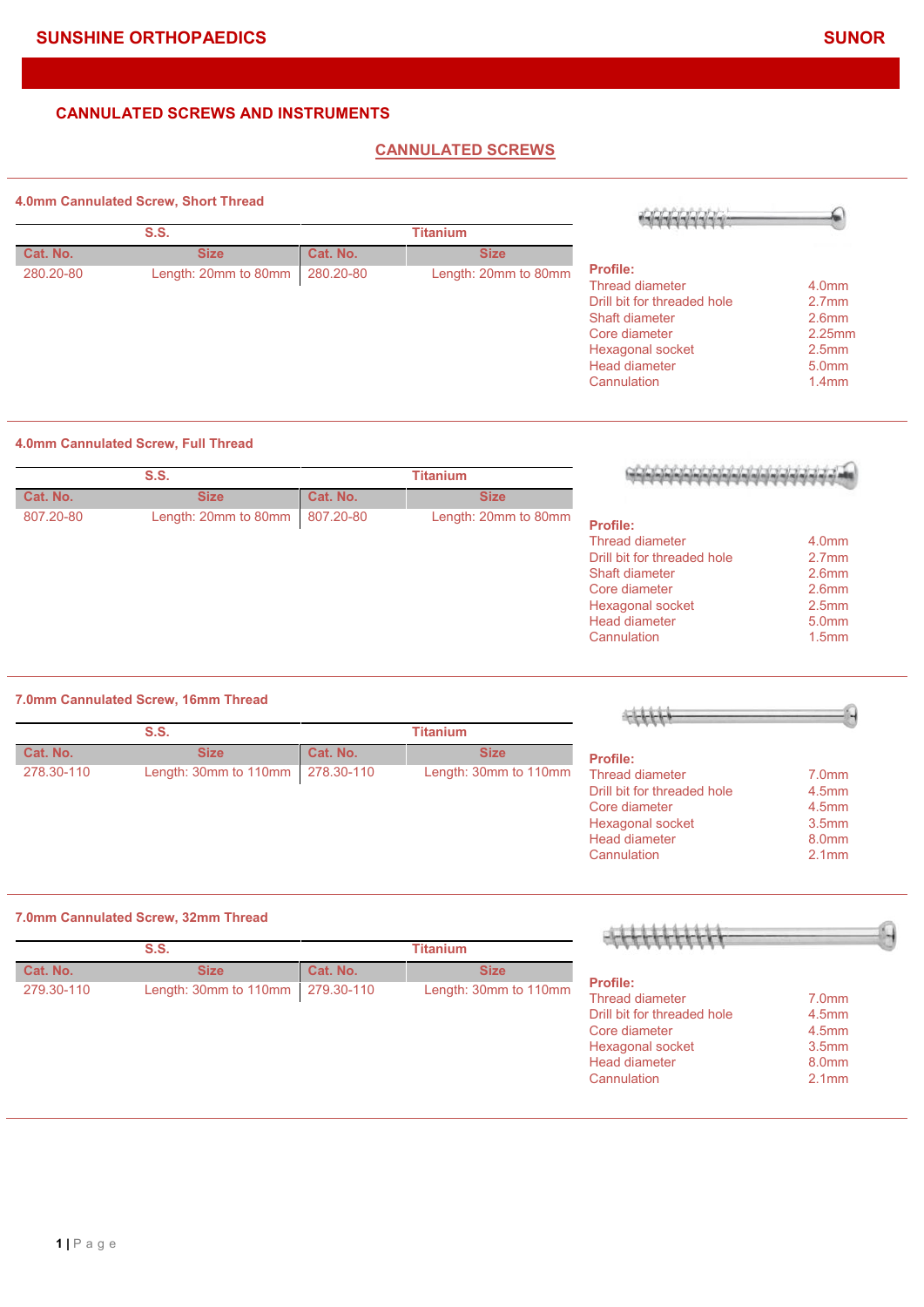SUNSHINE ORTHOPAEDICS

SUNOR

# CANNULATED SCREWS AND INSTRUMENTS

## CANNULATED SCREWS

### 4.0mm Cannulated Screw, Short Thread

| S.S. | | Titanium | |
|---|---|---|---|
| Cat. No. | Size | Cat. No. | Size |
| 280.20-80 | Length: 20mm to 80mm | 280.20-80 | Length: 20mm to 80mm |

**Profile:**

| | |
|---|---|
| Thread diameter | 4.0mm |
| Drill bit for threaded hole | 2.7mm |
| Shaft diameter | 2.6mm |
| Core diameter | 2.25mm |
| Hexagonal socket | 2.5mm |
| Head diameter | 5.0mm |
| Cannulation | 1.4mm |

### 4.0mm Cannulated Screw, Full Thread

| S.S. | | Titanium | |
|---|---|---|---|
| Cat. No. | Size | Cat. No. | Size |
| 807.20-80 | Length: 20mm to 80mm | 807.20-80 | Length: 20mm to 80mm |

**Profile:**

| | |
|---|---|
| Thread diameter | 4.0mm |
| Drill bit for threaded hole | 2.7mm |
| Shaft diameter | 2.6mm |
| Core diameter | 2.6mm |
| Hexagonal socket | 2.5mm |
| Head diameter | 5.0mm |
| Cannulation | 1.5mm |

### 7.0mm Cannulated Screw, 16mm Thread

| S.S. | | Titanium | |
|---|---|---|---|
| Cat. No. | Size | Cat. No. | Size |
| 278.30-110 | Length: 30mm to 110mm | 278.30-110 | Length: 30mm to 110mm |

**Profile:**

| | |
|---|---|
| Thread diameter | 7.0mm |
| Drill bit for threaded hole | 4.5mm |
| Core diameter | 4.5mm |
| Hexagonal socket | 3.5mm |
| Head diameter | 8.0mm |
| Cannulation | 2.1mm |

### 7.0mm Cannulated Screw, 32mm Thread

| S.S. | | Titanium | |
|---|---|---|---|
| Cat. No. | Size | Cat. No. | Size |
| 279.30-110 | Length: 30mm to 110mm | 279.30-110 | Length: 30mm to 110mm |

**Profile:**

| | |
|---|---|
| Thread diameter | 7.0mm |
| Drill bit for threaded hole | 4.5mm |
| Core diameter | 4.5mm |
| Hexagonal socket | 3.5mm |
| Head diameter | 8.0mm |
| Cannulation | 2.1mm |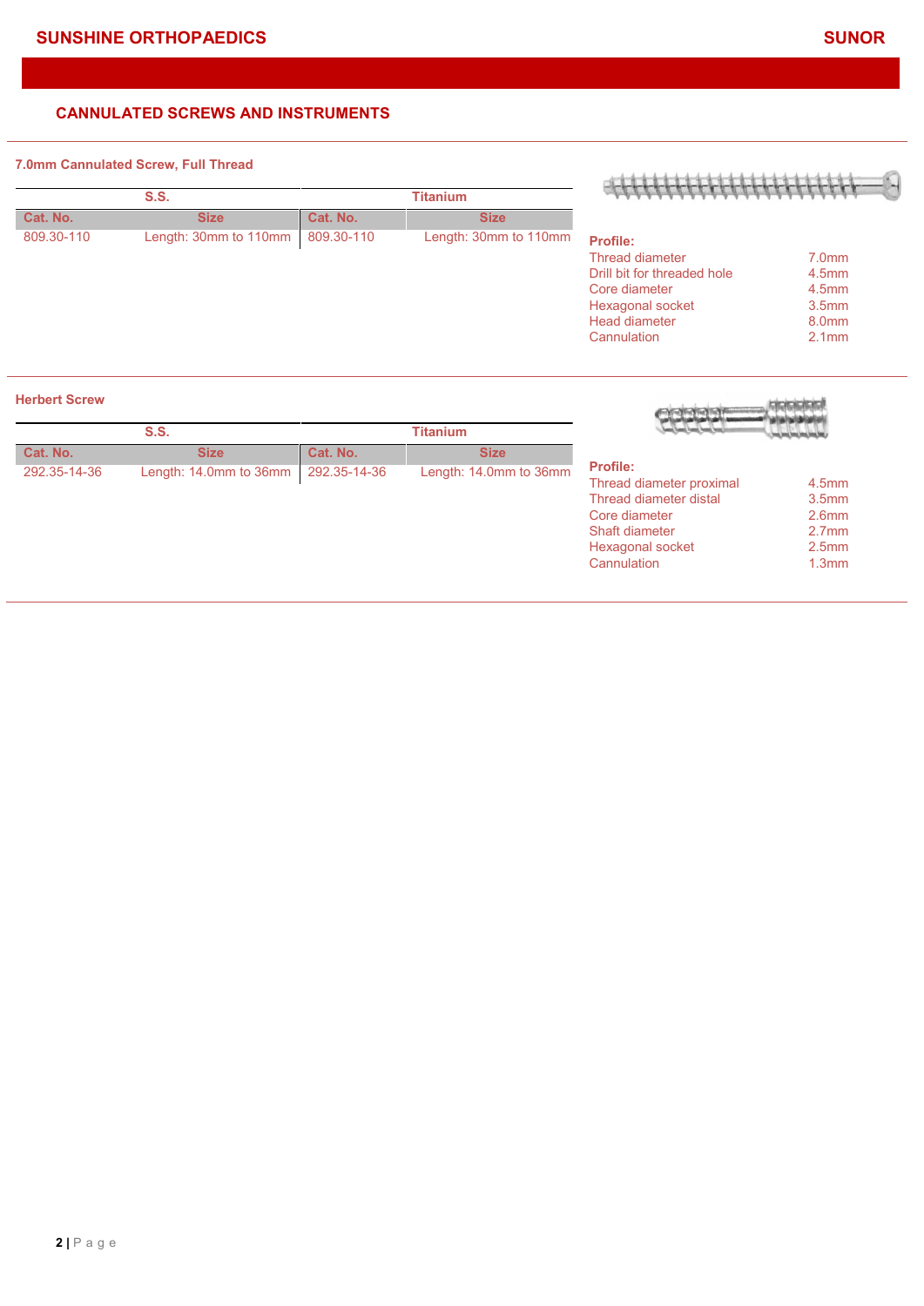## CANNULATED SCREWS AND INSTRUMENTS

### 7.0mm Cannulated Screw, Full Thread

| S.S. | | Titanium | |
|---|---|---|---|
| Cat. No. | Size | Cat. No. | Size |
| 809.30-110 | Length: 30mm to 110mm | 809.30-110 | Length: 30mm to 110mm |

**Profile:**

| | |
|---|---|
| Thread diameter | 7.0mm |
| Drill bit for threaded hole | 4.5mm |
| Core diameter | 4.5mm |
| Hexagonal socket | 3.5mm |
| Head diameter | 8.0mm |
| Cannulation | 2.1mm |

### Herbert Screw

| S.S. | | Titanium | |
|---|---|---|---|
| Cat. No. | Size | Cat. No. | Size |
| 292.35-14-36 | Length: 14.0mm to 36mm | 292.35-14-36 | Length: 14.0mm to 36mm |

**Profile:**

| | |
|---|---|
| Thread diameter proximal | 4.5mm |
| Thread diameter distal | 3.5mm |
| Core diameter | 2.6mm |
| Shaft diameter | 2.7mm |
| Hexagonal socket | 2.5mm |
| Cannulation | 1.3mm |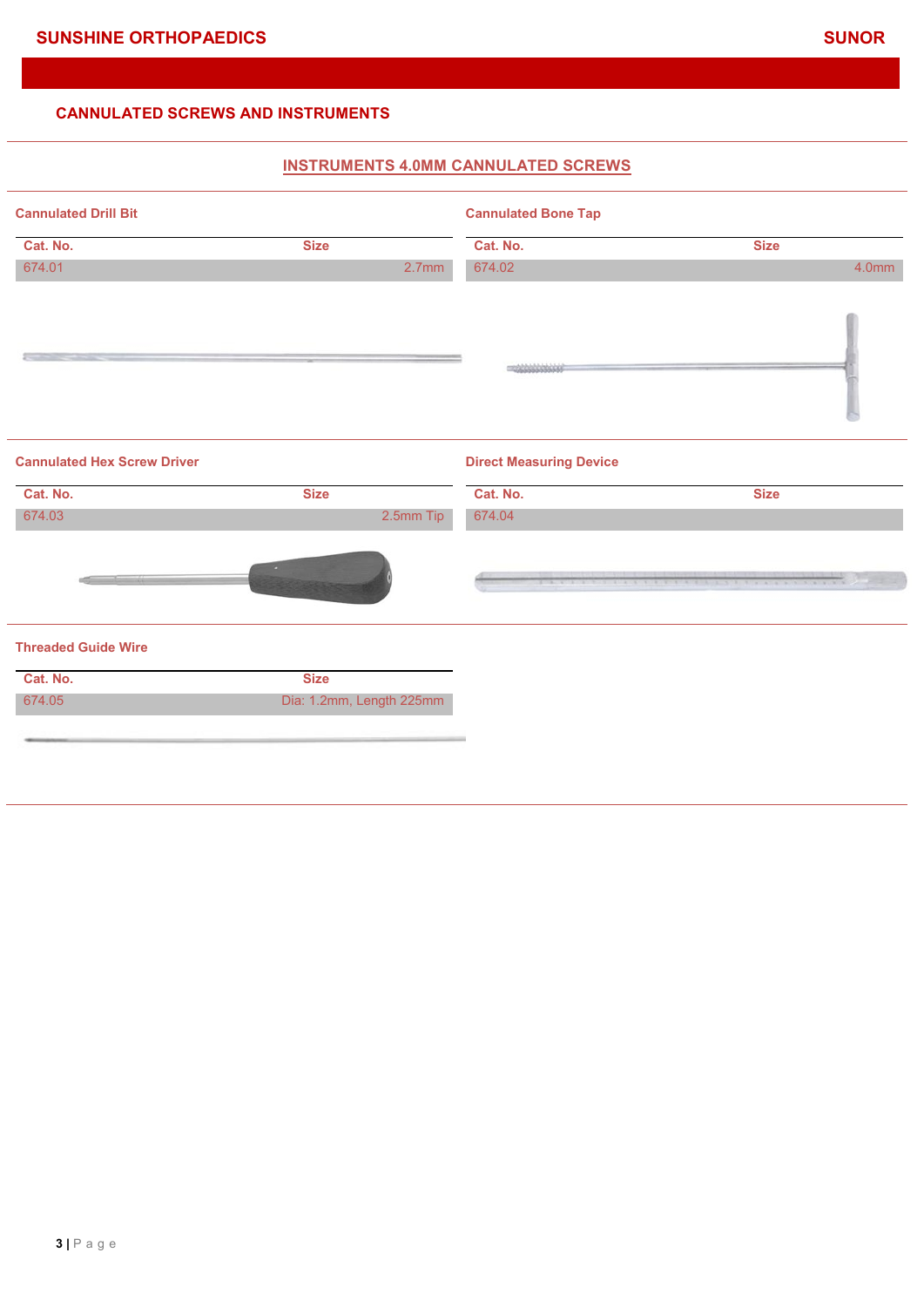## CANNULATED SCREWS AND INSTRUMENTS

### INSTRUMENTS 4.0MM CANNULATED SCREWS

#### Cannulated Drill Bit

| Cat. No. | Size |
|---|---|
| 674.01 | 2.7mm |

#### Cannulated Bone Tap

| Cat. No. | Size |
|---|---|
| 674.02 | 4.0mm |

#### Cannulated Hex Screw Driver

| Cat. No. | Size |
|---|---|
| 674.03 | 2.5mm Tip |

#### Direct Measuring Device

| Cat. No. | Size |
|---|---|
| 674.04 | |

#### Threaded Guide Wire

| Cat. No. | Size |
|---|---|
| 674.05 | Dia: 1.2mm, Length 225mm |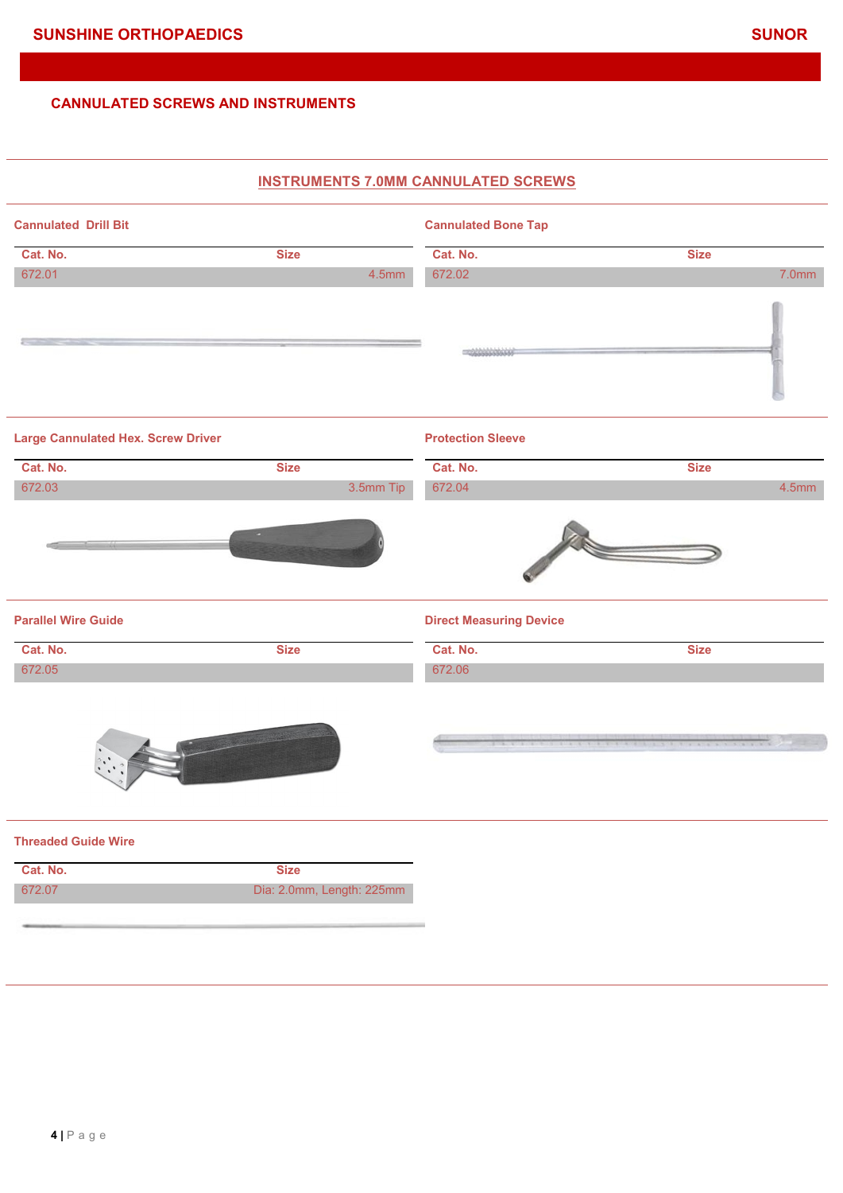## CANNULATED SCREWS AND INSTRUMENTS

### INSTRUMENTS 7.0MM CANNULATED SCREWS

#### Cannulated Drill Bit

| Cat. No. | Size |
|---|---|
| 672.01 | 4.5mm |

#### Cannulated Bone Tap

| Cat. No. | Size |
|---|---|
| 672.02 | 7.0mm |

#### Large Cannulated Hex. Screw Driver

| Cat. No. | Size |
|---|---|
| 672.03 | 3.5mm Tip |

#### Protection Sleeve

| Cat. No. | Size |
|---|---|
| 672.04 | 4.5mm |

#### Parallel Wire Guide

| Cat. No. | Size |
|---|---|
| 672.05 | |

#### Direct Measuring Device

| Cat. No. | Size |
|---|---|
| 672.06 | |

#### Threaded Guide Wire

| Cat. No. | Size |
|---|---|
| 672.07 | Dia: 2.0mm, Length: 225mm |